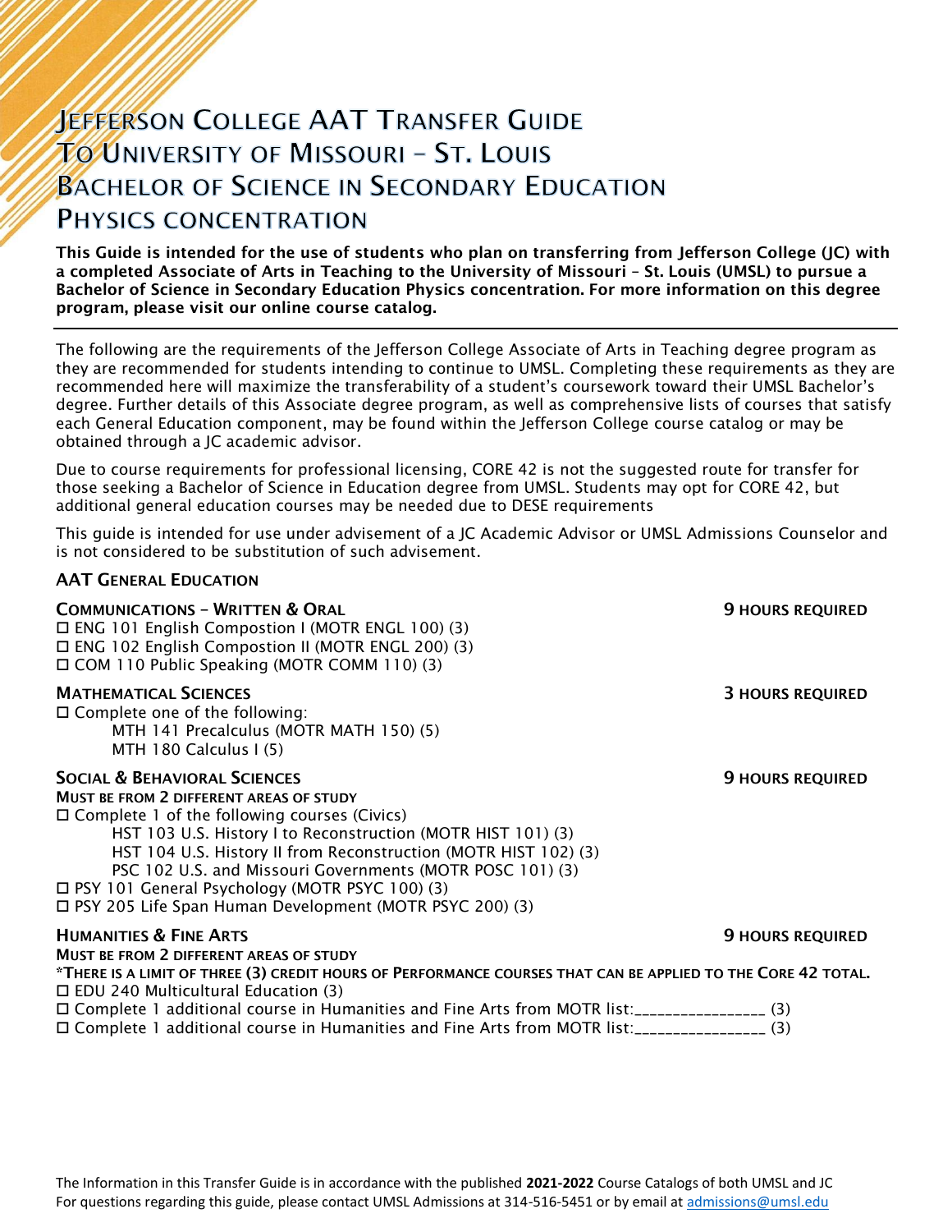# Jefferson College AAT Transfer Guide To University of Missouri – St. Louis Bachelor of Science in Secondary Education Physics Concentration

**This Guide is intended for the use of students who plan on transferring from Jefferson College (JC) with a completed Associate of Arts in Teaching to the University of Missouri – St. Louis (UMSL) to pursue a Bachelor of Science in Secondary Education Physics concentration. For more information on this degree program, please visit our online course catalog.**

---

The following are the requirements of the Jefferson College Associate of Arts in Teaching degree program as they are recommended for students intending to continue to UMSL. Completing these requirements as they are recommended here will maximize the transferability of a student's coursework toward their UMSL Bachelor's degree. Further details of this Associate degree program, as well as comprehensive lists of courses that satisfy each General Education component, may be found within the Jefferson College course catalog or may be obtained through a JC academic advisor.

Due to course requirements for professional licensing, CORE 42 is not the suggested route for transfer for those seeking a Bachelor of Science in Education degree from UMSL. Students may opt for CORE 42, but additional general education courses may be needed due to DESE requirements

This guide is intended for use under advisement of a JC Academic Advisor or UMSL Admissions Counselor and is not considered to be substitution of such advisement.

## AAT General Education

### Communications – Written & Oral — 9 HOURS REQUIRED

- ☐ ENG 101 English Compostion I (MOTR ENGL 100) (3)
- ☐ ENG 102 English Compostion II (MOTR ENGL 200) (3)
- ☐ COM 110 Public Speaking (MOTR COMM 110) (3)

### Mathematical Sciences — 3 HOURS REQUIRED

- ☐ Complete one of the following:
  - MTH 141 Precalculus (MOTR MATH 150) (5)
  - MTH 180 Calculus I (5)

### Social & Behavioral Sciences — 9 HOURS REQUIRED

**Must be from 2 different areas of study**

- ☐ Complete 1 of the following courses (Civics)
  - HST 103 U.S. History I to Reconstruction (MOTR HIST 101) (3)
  - HST 104 U.S. History II from Reconstruction (MOTR HIST 102) (3)
  - PSC 102 U.S. and Missouri Governments (MOTR POSC 101) (3)
- ☐ PSY 101 General Psychology (MOTR PSYC 100) (3)
- ☐ PSY 205 Life Span Human Development (MOTR PSYC 200) (3)

### Humanities & Fine Arts — 9 HOURS REQUIRED

**Must be from 2 different areas of study**

***There is a limit of three (3) credit hours of Performance courses that can be applied to the Core 42 total.**

- ☐ EDU 240 Multicultural Education (3)
- ☐ Complete 1 additional course in Humanities and Fine Arts from MOTR list:________________ (3)
- ☐ Complete 1 additional course in Humanities and Fine Arts from MOTR list:________________ (3)

The Information in this Transfer Guide is in accordance with the published **2021-2022** Course Catalogs of both UMSL and JC
For questions regarding this guide, please contact UMSL Admissions at 314-516-5451 or by email at admissions@umsl.edu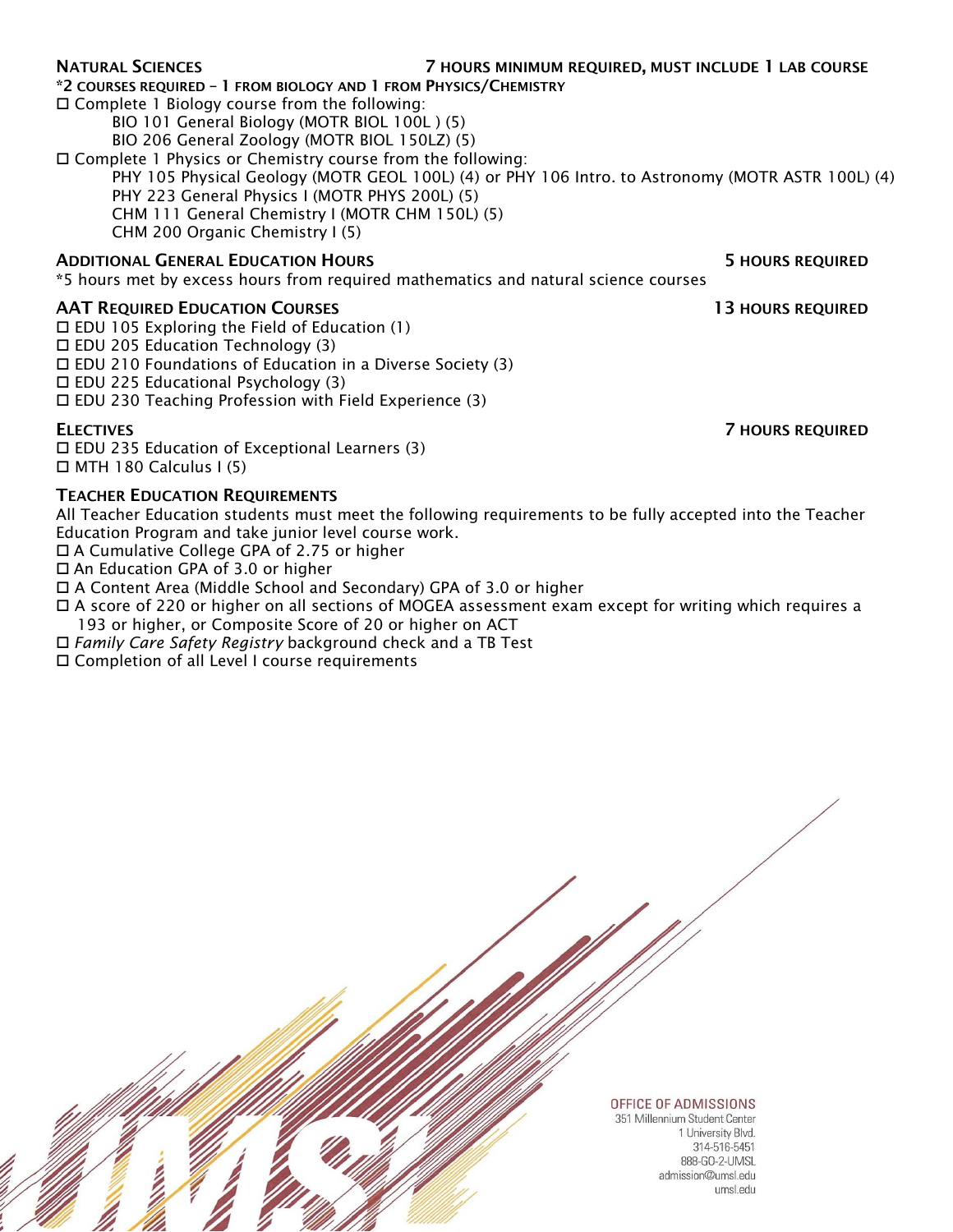## NATURAL SCIENCES — 7 HOURS MINIMUM REQUIRED, MUST INCLUDE 1 LAB COURSE

**\*2 COURSES REQUIRED – 1 FROM BIOLOGY AND 1 FROM PHYSICS/CHEMISTRY**

☐ Complete 1 Biology course from the following:
- BIO 101 General Biology (MOTR BIOL 100L ) (5)
- BIO 206 General Zoology (MOTR BIOL 150LZ) (5)

☐ Complete 1 Physics or Chemistry course from the following:
- PHY 105 Physical Geology (MOTR GEOL 100L) (4) or PHY 106 Intro. to Astronomy (MOTR ASTR 100L) (4)
- PHY 223 General Physics I (MOTR PHYS 200L) (5)
- CHM 111 General Chemistry I (MOTR CHM 150L) (5)
- CHM 200 Organic Chemistry I (5)

## ADDITIONAL GENERAL EDUCATION HOURS — 5 HOURS REQUIRED

*5 hours met by excess hours from required mathematics and natural science courses

## AAT REQUIRED EDUCATION COURSES — 13 HOURS REQUIRED

☐ EDU 105 Exploring the Field of Education (1)
☐ EDU 205 Education Technology (3)
☐ EDU 210 Foundations of Education in a Diverse Society (3)
☐ EDU 225 Educational Psychology (3)
☐ EDU 230 Teaching Profession with Field Experience (3)

## ELECTIVES — 7 HOURS REQUIRED

☐ EDU 235 Education of Exceptional Learners (3)
☐ MTH 180 Calculus I (5)

## TEACHER EDUCATION REQUIREMENTS

All Teacher Education students must meet the following requirements to be fully accepted into the Teacher Education Program and take junior level course work.

☐ A Cumulative College GPA of 2.75 or higher
☐ An Education GPA of 3.0 or higher
☐ A Content Area (Middle School and Secondary) GPA of 3.0 or higher
☐ A score of 220 or higher on all sections of MOGEA assessment exam except for writing which requires a 193 or higher, or Composite Score of 20 or higher on ACT
☐ *Family Care Safety Registry* background check and a TB Test
☐ Completion of all Level I course requirements

OFFICE OF ADMISSIONS
351 Millennium Student Center
1 University Blvd.
314-516-5451
888-GO-2-UMSL
admission@umsl.edu
umsl.edu